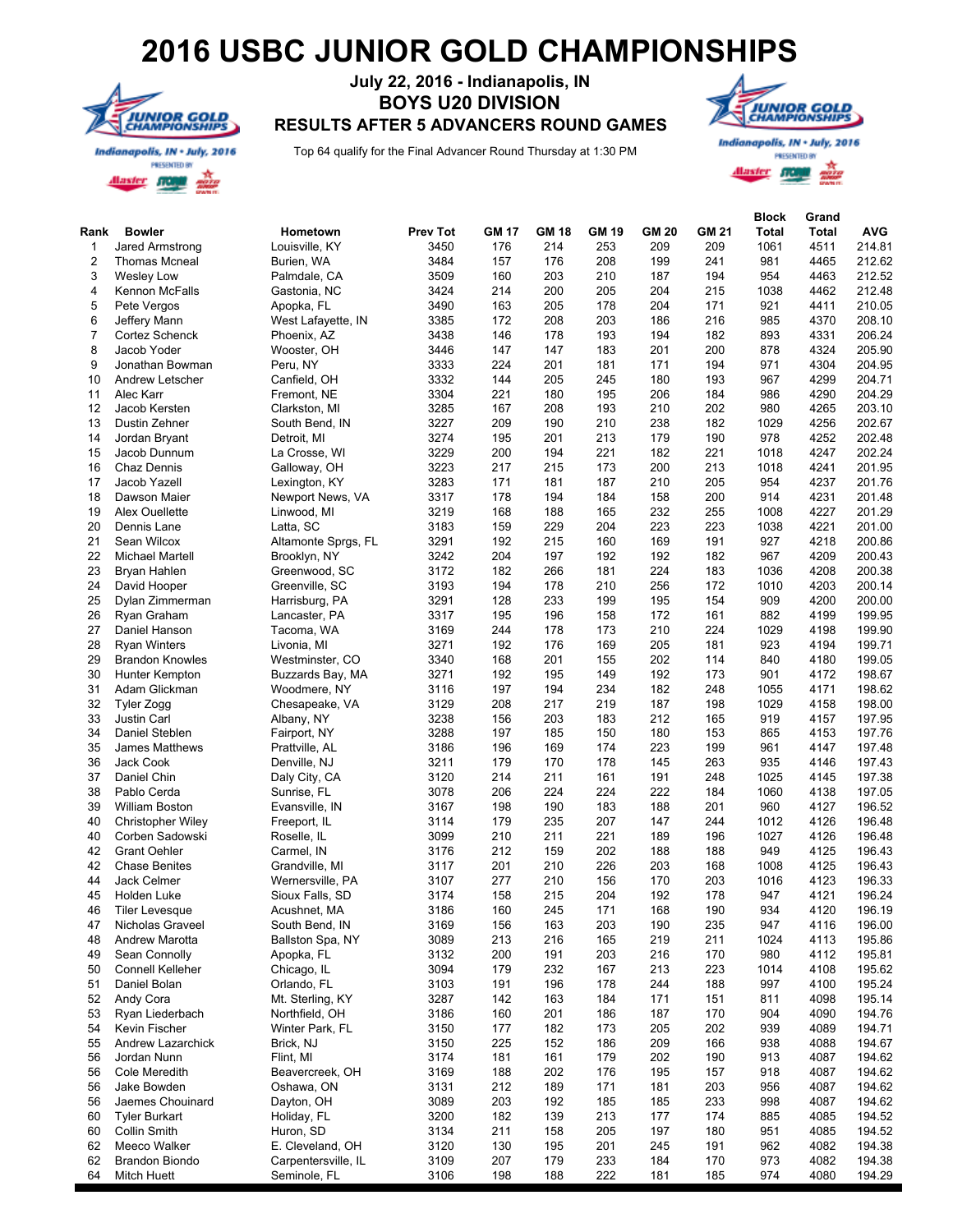# 2016 USBC JUNIOR GOLD CHAMPIONSHIPS

**July 22, 2016 - Indianapolis, IN**

## BOYS U20 DIVISION

**RESULTS AFTER 5 ADVANCERS ROUND GAMES**

Top 64 qualify for the Final Advancer Round Thursday at 1:30 PM

| Rank | Bowler | Hometown | Prev Tot | GM 17 | GM 18 | GM 19 | GM 20 | GM 21 | Block Total | Grand Total | AVG |
|---|---|---|---|---|---|---|---|---|---|---|---|
| 1 | Jared Armstrong | Louisville, KY | 3450 | 176 | 214 | 253 | 209 | 209 | 1061 | 4511 | 214.81 |
| 2 | Thomas Mcneal | Burien, WA | 3484 | 157 | 176 | 208 | 199 | 241 | 981 | 4465 | 212.62 |
| 3 | Wesley Low | Palmdale, CA | 3509 | 160 | 203 | 210 | 187 | 194 | 954 | 4463 | 212.52 |
| 4 | Kennon McFalls | Gastonia, NC | 3424 | 214 | 200 | 205 | 204 | 215 | 1038 | 4462 | 212.48 |
| 5 | Pete Vergos | Apopka, FL | 3490 | 163 | 205 | 178 | 204 | 171 | 921 | 4411 | 210.05 |
| 6 | Jeffery Mann | West Lafayette, IN | 3385 | 172 | 208 | 203 | 186 | 216 | 985 | 4370 | 208.10 |
| 7 | Cortez Schenck | Phoenix, AZ | 3438 | 146 | 178 | 193 | 194 | 182 | 893 | 4331 | 206.24 |
| 8 | Jacob Yoder | Wooster, OH | 3446 | 147 | 147 | 183 | 201 | 200 | 878 | 4324 | 205.90 |
| 9 | Jonathan Bowman | Peru, NY | 3333 | 224 | 201 | 181 | 171 | 194 | 971 | 4304 | 204.95 |
| 10 | Andrew Letscher | Canfield, OH | 3332 | 144 | 205 | 245 | 180 | 193 | 967 | 4299 | 204.71 |
| 11 | Alec Karr | Fremont, NE | 3304 | 221 | 180 | 195 | 206 | 184 | 986 | 4290 | 204.29 |
| 12 | Jacob Kersten | Clarkston, MI | 3285 | 167 | 208 | 193 | 210 | 202 | 980 | 4265 | 203.10 |
| 13 | Dustin Zehner | South Bend, IN | 3227 | 209 | 190 | 210 | 238 | 182 | 1029 | 4256 | 202.67 |
| 14 | Jordan Bryant | Detroit, MI | 3274 | 195 | 201 | 213 | 179 | 190 | 978 | 4252 | 202.48 |
| 15 | Jacob Dunnum | La Crosse, WI | 3229 | 200 | 194 | 221 | 182 | 221 | 1018 | 4247 | 202.24 |
| 16 | Chaz Dennis | Galloway, OH | 3223 | 217 | 215 | 173 | 200 | 213 | 1018 | 4241 | 201.95 |
| 17 | Jacob Yazell | Lexington, KY | 3283 | 171 | 181 | 187 | 210 | 205 | 954 | 4237 | 201.76 |
| 18 | Dawson Maier | Newport News, VA | 3317 | 178 | 194 | 184 | 158 | 200 | 914 | 4231 | 201.48 |
| 19 | Alex Ouellette | Linwood, MI | 3219 | 168 | 188 | 165 | 232 | 255 | 1008 | 4227 | 201.29 |
| 20 | Dennis Lane | Latta, SC | 3183 | 159 | 229 | 204 | 223 | 223 | 1038 | 4221 | 201.00 |
| 21 | Sean Wilcox | Altamonte Sprgs, FL | 3291 | 192 | 215 | 160 | 169 | 191 | 927 | 4218 | 200.86 |
| 22 | Michael Martell | Brooklyn, NY | 3242 | 204 | 197 | 192 | 192 | 182 | 967 | 4209 | 200.43 |
| 23 | Bryan Hahlen | Greenwood, SC | 3172 | 182 | 266 | 181 | 224 | 183 | 1036 | 4208 | 200.38 |
| 24 | David Hooper | Greenville, SC | 3193 | 194 | 178 | 210 | 256 | 172 | 1010 | 4203 | 200.14 |
| 25 | Dylan Zimmerman | Harrisburg, PA | 3291 | 128 | 233 | 199 | 195 | 154 | 909 | 4200 | 200.00 |
| 26 | Ryan Graham | Lancaster, PA | 3317 | 195 | 196 | 158 | 172 | 161 | 882 | 4199 | 199.95 |
| 27 | Daniel Hanson | Tacoma, WA | 3169 | 244 | 178 | 173 | 210 | 224 | 1029 | 4198 | 199.90 |
| 28 | Ryan Winters | Livonia, MI | 3271 | 192 | 176 | 169 | 205 | 181 | 923 | 4194 | 199.71 |
| 29 | Brandon Knowles | Westminster, CO | 3340 | 168 | 201 | 155 | 202 | 114 | 840 | 4180 | 199.05 |
| 30 | Hunter Kempton | Buzzards Bay, MA | 3271 | 192 | 195 | 149 | 192 | 173 | 901 | 4172 | 198.67 |
| 31 | Adam Glickman | Woodmere, NY | 3116 | 197 | 194 | 234 | 182 | 248 | 1055 | 4171 | 198.62 |
| 32 | Tyler Zogg | Chesapeake, VA | 3129 | 208 | 217 | 219 | 187 | 198 | 1029 | 4158 | 198.00 |
| 33 | Justin Carl | Albany, NY | 3238 | 156 | 203 | 183 | 212 | 165 | 919 | 4157 | 197.95 |
| 34 | Daniel Steblen | Fairport, NY | 3288 | 197 | 185 | 150 | 180 | 153 | 865 | 4153 | 197.76 |
| 35 | James Matthews | Prattville, AL | 3186 | 196 | 169 | 174 | 223 | 199 | 961 | 4147 | 197.48 |
| 36 | Jack Cook | Denville, NJ | 3211 | 179 | 170 | 178 | 145 | 263 | 935 | 4146 | 197.43 |
| 37 | Daniel Chin | Daly City, CA | 3120 | 214 | 211 | 161 | 191 | 248 | 1025 | 4145 | 197.38 |
| 38 | Pablo Cerda | Sunrise, FL | 3078 | 206 | 224 | 224 | 222 | 184 | 1060 | 4138 | 197.05 |
| 39 | William Boston | Evansville, IN | 3167 | 198 | 190 | 183 | 188 | 201 | 960 | 4127 | 196.52 |
| 40 | Christopher Wiley | Freeport, IL | 3114 | 179 | 235 | 207 | 147 | 244 | 1012 | 4126 | 196.48 |
| 40 | Corben Sadowski | Roselle, IL | 3099 | 210 | 211 | 221 | 189 | 196 | 1027 | 4126 | 196.48 |
| 42 | Grant Oehler | Carmel, IN | 3176 | 212 | 159 | 202 | 188 | 188 | 949 | 4125 | 196.43 |
| 42 | Chase Benites | Grandville, MI | 3117 | 201 | 210 | 226 | 203 | 168 | 1008 | 4125 | 196.43 |
| 44 | Jack Celmer | Wernersville, PA | 3107 | 277 | 210 | 156 | 170 | 203 | 1016 | 4123 | 196.33 |
| 45 | Holden Luke | Sioux Falls, SD | 3174 | 158 | 215 | 204 | 192 | 178 | 947 | 4121 | 196.24 |
| 46 | Tiler Levesque | Acushnet, MA | 3186 | 160 | 245 | 171 | 168 | 190 | 934 | 4120 | 196.19 |
| 47 | Nicholas Graveel | South Bend, IN | 3169 | 156 | 163 | 203 | 190 | 235 | 947 | 4116 | 196.00 |
| 48 | Andrew Marotta | Ballston Spa, NY | 3089 | 213 | 216 | 165 | 219 | 211 | 1024 | 4113 | 195.86 |
| 49 | Sean Connolly | Apopka, FL | 3132 | 200 | 191 | 203 | 216 | 170 | 980 | 4112 | 195.81 |
| 50 | Connell Kelleher | Chicago, IL | 3094 | 179 | 232 | 167 | 213 | 223 | 1014 | 4108 | 195.62 |
| 51 | Daniel Bolan | Orlando, FL | 3103 | 191 | 196 | 178 | 244 | 188 | 997 | 4100 | 195.24 |
| 52 | Andy Cora | Mt. Sterling, KY | 3287 | 142 | 163 | 184 | 171 | 151 | 811 | 4098 | 195.14 |
| 53 | Ryan Liederbach | Northfield, OH | 3186 | 160 | 201 | 186 | 187 | 170 | 904 | 4090 | 194.76 |
| 54 | Kevin Fischer | Winter Park, FL | 3150 | 177 | 182 | 173 | 205 | 202 | 939 | 4089 | 194.71 |
| 55 | Andrew Lazarchick | Brick, NJ | 3150 | 225 | 152 | 186 | 209 | 166 | 938 | 4088 | 194.67 |
| 56 | Jordan Nunn | Flint, MI | 3174 | 181 | 161 | 179 | 202 | 190 | 913 | 4087 | 194.62 |
| 56 | Cole Meredith | Beavercreek, OH | 3169 | 188 | 202 | 176 | 195 | 157 | 918 | 4087 | 194.62 |
| 56 | Jake Bowden | Oshawa, ON | 3131 | 212 | 189 | 171 | 181 | 203 | 956 | 4087 | 194.62 |
| 56 | Jaemes Chouinard | Dayton, OH | 3089 | 203 | 192 | 185 | 185 | 233 | 998 | 4087 | 194.62 |
| 60 | Tyler Burkart | Holiday, FL | 3200 | 182 | 139 | 213 | 177 | 174 | 885 | 4085 | 194.52 |
| 60 | Collin Smith | Huron, SD | 3134 | 211 | 158 | 205 | 197 | 180 | 951 | 4085 | 194.52 |
| 62 | Meeco Walker | E. Cleveland, OH | 3120 | 130 | 195 | 201 | 245 | 191 | 962 | 4082 | 194.38 |
| 62 | Brandon Biondo | Carpentersville, IL | 3109 | 207 | 179 | 233 | 184 | 170 | 973 | 4082 | 194.38 |
| 64 | Mitch Huett | Seminole, FL | 3106 | 198 | 188 | 222 | 181 | 185 | 974 | 4080 | 194.29 |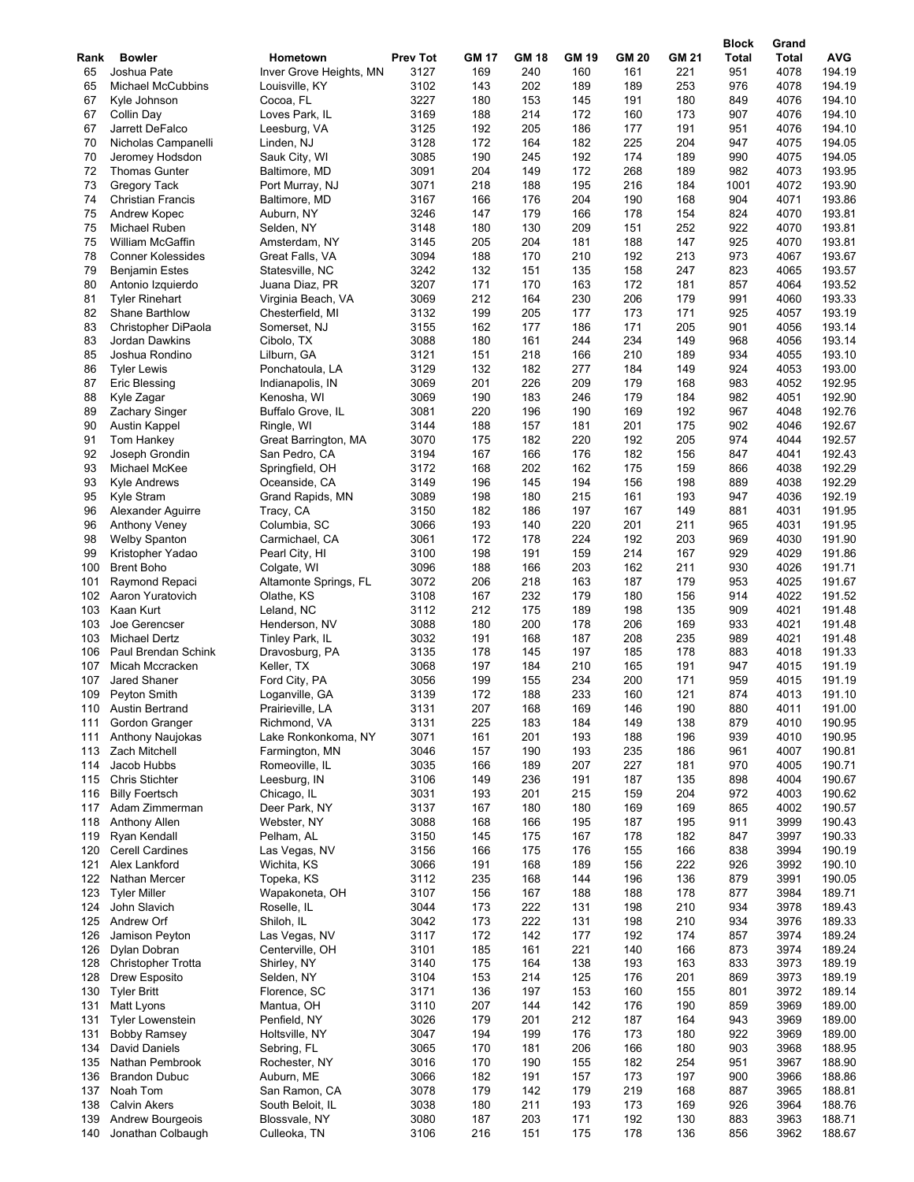| Rank | Bowler | Hometown | Prev Tot | GM 17 | GM 18 | GM 19 | GM 20 | GM 21 | Block Total | Grand Total | AVG |
|---|---|---|---|---|---|---|---|---|---|---|---|
| 65 | Joshua Pate | Inver Grove Heights, MN | 3127 | 169 | 240 | 160 | 161 | 221 | 951 | 4078 | 194.19 |
| 65 | Michael McCubbins | Louisville, KY | 3102 | 143 | 202 | 189 | 189 | 253 | 976 | 4078 | 194.19 |
| 67 | Kyle Johnson | Cocoa, FL | 3227 | 180 | 153 | 145 | 191 | 180 | 849 | 4076 | 194.10 |
| 67 | Collin Day | Loves Park, IL | 3169 | 188 | 214 | 172 | 160 | 173 | 907 | 4076 | 194.10 |
| 67 | Jarrett DeFalco | Leesburg, VA | 3125 | 192 | 205 | 186 | 177 | 191 | 951 | 4076 | 194.10 |
| 70 | Nicholas Campanelli | Linden, NJ | 3128 | 172 | 164 | 182 | 225 | 204 | 947 | 4075 | 194.05 |
| 70 | Jeromey Hodsdon | Sauk City, WI | 3085 | 190 | 245 | 192 | 174 | 189 | 990 | 4075 | 194.05 |
| 72 | Thomas Gunter | Baltimore, MD | 3091 | 204 | 149 | 172 | 268 | 189 | 982 | 4073 | 193.95 |
| 73 | Gregory Tack | Port Murray, NJ | 3071 | 218 | 188 | 195 | 216 | 184 | 1001 | 4072 | 193.90 |
| 74 | Christian Francis | Baltimore, MD | 3167 | 166 | 176 | 204 | 190 | 168 | 904 | 4071 | 193.86 |
| 75 | Andrew Kopec | Auburn, NY | 3246 | 147 | 179 | 166 | 178 | 154 | 824 | 4070 | 193.81 |
| 75 | Michael Ruben | Selden, NY | 3148 | 180 | 130 | 209 | 151 | 252 | 922 | 4070 | 193.81 |
| 75 | William McGaffin | Amsterdam, NY | 3145 | 205 | 204 | 181 | 188 | 147 | 925 | 4070 | 193.81 |
| 78 | Conner Kolessides | Great Falls, VA | 3094 | 188 | 170 | 210 | 192 | 213 | 973 | 4067 | 193.67 |
| 79 | Benjamin Estes | Statesville, NC | 3242 | 132 | 151 | 135 | 158 | 247 | 823 | 4065 | 193.57 |
| 80 | Antonio Izquierdo | Juana Diaz, PR | 3207 | 171 | 170 | 163 | 172 | 181 | 857 | 4064 | 193.52 |
| 81 | Tyler Rinehart | Virginia Beach, VA | 3069 | 212 | 164 | 230 | 206 | 179 | 991 | 4060 | 193.33 |
| 82 | Shane Barthlow | Chesterfield, MI | 3132 | 199 | 205 | 177 | 173 | 171 | 925 | 4057 | 193.19 |
| 83 | Christopher DiPaola | Somerset, NJ | 3155 | 162 | 177 | 186 | 171 | 205 | 901 | 4056 | 193.14 |
| 83 | Jordan Dawkins | Cibolo, TX | 3088 | 180 | 161 | 244 | 234 | 149 | 968 | 4056 | 193.14 |
| 85 | Joshua Rondino | Lilburn, GA | 3121 | 151 | 218 | 166 | 210 | 189 | 934 | 4055 | 193.10 |
| 86 | Tyler Lewis | Ponchatoula, LA | 3129 | 132 | 182 | 277 | 184 | 149 | 924 | 4053 | 193.00 |
| 87 | Eric Blessing | Indianapolis, IN | 3069 | 201 | 226 | 209 | 179 | 168 | 983 | 4052 | 192.95 |
| 88 | Kyle Zagar | Kenosha, WI | 3069 | 190 | 183 | 246 | 179 | 184 | 982 | 4051 | 192.90 |
| 89 | Zachary Singer | Buffalo Grove, IL | 3081 | 220 | 196 | 190 | 169 | 192 | 967 | 4048 | 192.76 |
| 90 | Austin Kappel | Ringle, WI | 3144 | 188 | 157 | 181 | 201 | 175 | 902 | 4046 | 192.67 |
| 91 | Tom Hankey | Great Barrington, MA | 3070 | 175 | 182 | 220 | 192 | 205 | 974 | 4044 | 192.57 |
| 92 | Joseph Grondin | San Pedro, CA | 3194 | 167 | 166 | 176 | 182 | 156 | 847 | 4041 | 192.43 |
| 93 | Michael McKee | Springfield, OH | 3172 | 168 | 202 | 162 | 175 | 159 | 866 | 4038 | 192.29 |
| 93 | Kyle Andrews | Oceanside, CA | 3149 | 196 | 145 | 194 | 156 | 198 | 889 | 4038 | 192.29 |
| 95 | Kyle Stram | Grand Rapids, MN | 3089 | 198 | 180 | 215 | 161 | 193 | 947 | 4036 | 192.19 |
| 96 | Alexander Aguirre | Tracy, CA | 3150 | 182 | 186 | 197 | 167 | 149 | 881 | 4031 | 191.95 |
| 96 | Anthony Veney | Columbia, SC | 3066 | 193 | 140 | 220 | 201 | 211 | 965 | 4031 | 191.95 |
| 98 | Welby Spanton | Carmichael, CA | 3061 | 172 | 178 | 224 | 192 | 203 | 969 | 4030 | 191.90 |
| 99 | Kristopher Yadao | Pearl City, HI | 3100 | 198 | 191 | 159 | 214 | 167 | 929 | 4029 | 191.86 |
| 100 | Brent Boho | Colgate, WI | 3096 | 188 | 166 | 203 | 162 | 211 | 930 | 4026 | 191.71 |
| 101 | Raymond Repaci | Altamonte Springs, FL | 3072 | 206 | 218 | 163 | 187 | 179 | 953 | 4025 | 191.67 |
| 102 | Aaron Yuratovich | Olathe, KS | 3108 | 167 | 232 | 179 | 180 | 156 | 914 | 4022 | 191.52 |
| 103 | Kaan Kurt | Leland, NC | 3112 | 212 | 175 | 189 | 198 | 135 | 909 | 4021 | 191.48 |
| 103 | Joe Gerencser | Henderson, NV | 3088 | 180 | 200 | 178 | 206 | 169 | 933 | 4021 | 191.48 |
| 103 | Michael Dertz | Tinley Park, IL | 3032 | 191 | 168 | 187 | 208 | 235 | 989 | 4021 | 191.48 |
| 106 | Paul Brendan Schink | Dravosburg, PA | 3135 | 178 | 145 | 197 | 185 | 178 | 883 | 4018 | 191.33 |
| 107 | Micah Mccracken | Keller, TX | 3068 | 197 | 184 | 210 | 165 | 191 | 947 | 4015 | 191.19 |
| 107 | Jared Shaner | Ford City, PA | 3056 | 199 | 155 | 234 | 200 | 171 | 959 | 4015 | 191.19 |
| 109 | Peyton Smith | Loganville, GA | 3139 | 172 | 188 | 233 | 160 | 121 | 874 | 4013 | 191.10 |
| 110 | Austin Bertrand | Prairieville, LA | 3131 | 207 | 168 | 169 | 146 | 190 | 880 | 4011 | 191.00 |
| 111 | Gordon Granger | Richmond, VA | 3131 | 225 | 183 | 184 | 149 | 138 | 879 | 4010 | 190.95 |
| 111 | Anthony Naujokas | Lake Ronkonkoma, NY | 3071 | 161 | 201 | 193 | 188 | 196 | 939 | 4010 | 190.95 |
| 113 | Zach Mitchell | Farmington, MN | 3046 | 157 | 190 | 193 | 235 | 186 | 961 | 4007 | 190.81 |
| 114 | Jacob Hubbs | Romeoville, IL | 3035 | 166 | 189 | 207 | 227 | 181 | 970 | 4005 | 190.71 |
| 115 | Chris Stichter | Leesburg, IN | 3106 | 149 | 236 | 191 | 187 | 135 | 898 | 4004 | 190.67 |
| 116 | Billy Foertsch | Chicago, IL | 3031 | 193 | 201 | 215 | 159 | 204 | 972 | 4003 | 190.62 |
| 117 | Adam Zimmerman | Deer Park, NY | 3137 | 167 | 180 | 180 | 169 | 169 | 865 | 4002 | 190.57 |
| 118 | Anthony Allen | Webster, NY | 3088 | 168 | 166 | 195 | 187 | 195 | 911 | 3999 | 190.43 |
| 119 | Ryan Kendall | Pelham, AL | 3150 | 145 | 175 | 167 | 178 | 182 | 847 | 3997 | 190.33 |
| 120 | Cerell Cardines | Las Vegas, NV | 3156 | 166 | 175 | 176 | 155 | 166 | 838 | 3994 | 190.19 |
| 121 | Alex Lankford | Wichita, KS | 3066 | 191 | 168 | 189 | 156 | 222 | 926 | 3992 | 190.10 |
| 122 | Nathan Mercer | Topeka, KS | 3112 | 235 | 168 | 144 | 196 | 136 | 879 | 3991 | 190.05 |
| 123 | Tyler Miller | Wapakoneta, OH | 3107 | 156 | 167 | 188 | 188 | 178 | 877 | 3984 | 189.71 |
| 124 | John Slavich | Roselle, IL | 3044 | 173 | 222 | 131 | 198 | 210 | 934 | 3978 | 189.43 |
| 125 | Andrew Orf | Shiloh, IL | 3042 | 173 | 222 | 131 | 198 | 210 | 934 | 3976 | 189.33 |
| 126 | Jamison Peyton | Las Vegas, NV | 3117 | 172 | 142 | 177 | 192 | 174 | 857 | 3974 | 189.24 |
| 126 | Dylan Dobran | Centerville, OH | 3101 | 185 | 161 | 221 | 140 | 166 | 873 | 3974 | 189.24 |
| 128 | Christopher Trotta | Shirley, NY | 3140 | 175 | 164 | 138 | 193 | 163 | 833 | 3973 | 189.19 |
| 128 | Drew Esposito | Selden, NY | 3104 | 153 | 214 | 125 | 176 | 201 | 869 | 3973 | 189.19 |
| 130 | Tyler Britt | Florence, SC | 3171 | 136 | 197 | 153 | 160 | 155 | 801 | 3972 | 189.14 |
| 131 | Matt Lyons | Mantua, OH | 3110 | 207 | 144 | 142 | 176 | 190 | 859 | 3969 | 189.00 |
| 131 | Tyler Lowenstein | Penfield, NY | 3026 | 179 | 201 | 212 | 187 | 164 | 943 | 3969 | 189.00 |
| 131 | Bobby Ramsey | Holtsville, NY | 3047 | 194 | 199 | 176 | 173 | 180 | 922 | 3969 | 189.00 |
| 134 | David Daniels | Sebring, FL | 3065 | 170 | 181 | 206 | 166 | 180 | 903 | 3968 | 188.95 |
| 135 | Nathan Pembrook | Rochester, NY | 3016 | 170 | 190 | 155 | 182 | 254 | 951 | 3967 | 188.90 |
| 136 | Brandon Dubuc | Auburn, ME | 3066 | 182 | 191 | 157 | 173 | 197 | 900 | 3966 | 188.86 |
| 137 | Noah Tom | San Ramon, CA | 3078 | 179 | 142 | 179 | 219 | 168 | 887 | 3965 | 188.81 |
| 138 | Calvin Akers | South Beloit, IL | 3038 | 180 | 211 | 193 | 173 | 169 | 926 | 3964 | 188.76 |
| 139 | Andrew Bourgeois | Blossvale, NY | 3080 | 187 | 203 | 171 | 192 | 130 | 883 | 3963 | 188.71 |
| 140 | Jonathan Colbaugh | Culleoka, TN | 3106 | 216 | 151 | 175 | 178 | 136 | 856 | 3962 | 188.67 |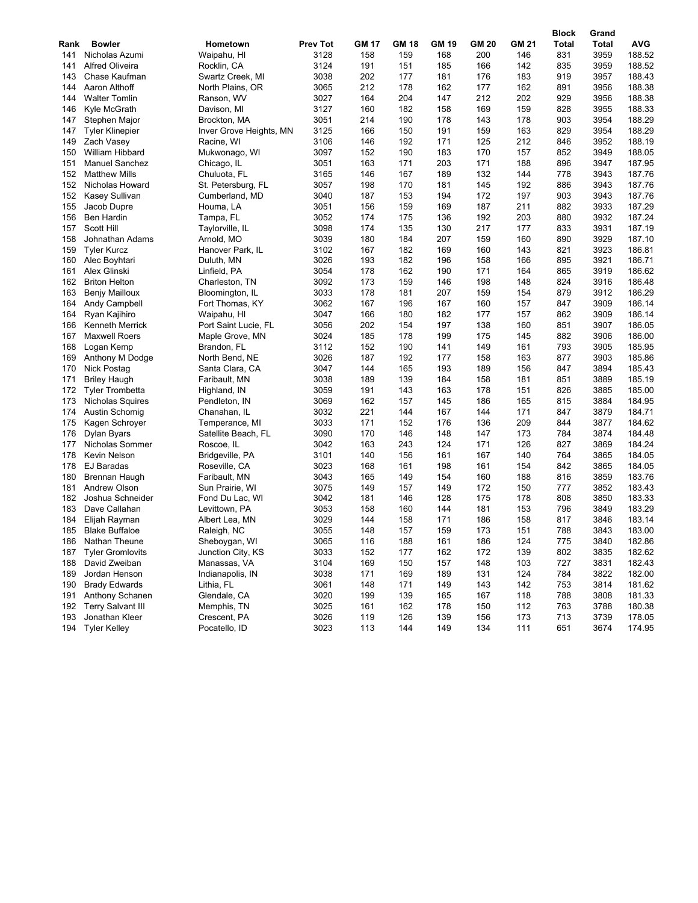| Rank | Bowler | Hometown | Prev Tot | GM 17 | GM 18 | GM 19 | GM 20 | GM 21 | Block Total | Grand Total | AVG |
|---|---|---|---|---|---|---|---|---|---|---|---|
| 141 | Nicholas Azumi | Waipahu, HI | 3128 | 158 | 159 | 168 | 200 | 146 | 831 | 3959 | 188.52 |
| 141 | Alfred Oliveira | Rocklin, CA | 3124 | 191 | 151 | 185 | 166 | 142 | 835 | 3959 | 188.52 |
| 143 | Chase Kaufman | Swartz Creek, MI | 3038 | 202 | 177 | 181 | 176 | 183 | 919 | 3957 | 188.43 |
| 144 | Aaron Althoff | North Plains, OR | 3065 | 212 | 178 | 162 | 177 | 162 | 891 | 3956 | 188.38 |
| 144 | Walter Tomlin | Ranson, WV | 3027 | 164 | 204 | 147 | 212 | 202 | 929 | 3956 | 188.38 |
| 146 | Kyle McGrath | Davison, MI | 3127 | 160 | 182 | 158 | 169 | 159 | 828 | 3955 | 188.33 |
| 147 | Stephen Major | Brockton, MA | 3051 | 214 | 190 | 178 | 143 | 178 | 903 | 3954 | 188.29 |
| 147 | Tyler Klinepier | Inver Grove Heights, MN | 3125 | 166 | 150 | 191 | 159 | 163 | 829 | 3954 | 188.29 |
| 149 | Zach Vasey | Racine, WI | 3106 | 146 | 192 | 171 | 125 | 212 | 846 | 3952 | 188.19 |
| 150 | William Hibbard | Mukwonago, WI | 3097 | 152 | 190 | 183 | 170 | 157 | 852 | 3949 | 188.05 |
| 151 | Manuel Sanchez | Chicago, IL | 3051 | 163 | 171 | 203 | 171 | 188 | 896 | 3947 | 187.95 |
| 152 | Matthew Mills | Chuluota, FL | 3165 | 146 | 167 | 189 | 132 | 144 | 778 | 3943 | 187.76 |
| 152 | Nicholas Howard | St. Petersburg, FL | 3057 | 198 | 170 | 181 | 145 | 192 | 886 | 3943 | 187.76 |
| 152 | Kasey Sullivan | Cumberland, MD | 3040 | 187 | 153 | 194 | 172 | 197 | 903 | 3943 | 187.76 |
| 155 | Jacob Dupre | Houma, LA | 3051 | 156 | 159 | 169 | 187 | 211 | 882 | 3933 | 187.29 |
| 156 | Ben Hardin | Tampa, FL | 3052 | 174 | 175 | 136 | 192 | 203 | 880 | 3932 | 187.24 |
| 157 | Scott Hill | Taylorville, IL | 3098 | 174 | 135 | 130 | 217 | 177 | 833 | 3931 | 187.19 |
| 158 | Johnathan Adams | Arnold, MO | 3039 | 180 | 184 | 207 | 159 | 160 | 890 | 3929 | 187.10 |
| 159 | Tyler Kurcz | Hanover Park, IL | 3102 | 167 | 182 | 169 | 160 | 143 | 821 | 3923 | 186.81 |
| 160 | Alec Boyhtari | Duluth, MN | 3026 | 193 | 182 | 196 | 158 | 166 | 895 | 3921 | 186.71 |
| 161 | Alex Glinski | Linfield, PA | 3054 | 178 | 162 | 190 | 171 | 164 | 865 | 3919 | 186.62 |
| 162 | Briton Helton | Charleston, TN | 3092 | 173 | 159 | 146 | 198 | 148 | 824 | 3916 | 186.48 |
| 163 | Benjy Mailloux | Bloomington, IL | 3033 | 178 | 181 | 207 | 159 | 154 | 879 | 3912 | 186.29 |
| 164 | Andy Campbell | Fort Thomas, KY | 3062 | 167 | 196 | 167 | 160 | 157 | 847 | 3909 | 186.14 |
| 164 | Ryan Kajihiro | Waipahu, HI | 3047 | 166 | 180 | 182 | 177 | 157 | 862 | 3909 | 186.14 |
| 166 | Kenneth Merrick | Port Saint Lucie, FL | 3056 | 202 | 154 | 197 | 138 | 160 | 851 | 3907 | 186.05 |
| 167 | Maxwell Roers | Maple Grove, MN | 3024 | 185 | 178 | 199 | 175 | 145 | 882 | 3906 | 186.00 |
| 168 | Logan Kemp | Brandon, FL | 3112 | 152 | 190 | 141 | 149 | 161 | 793 | 3905 | 185.95 |
| 169 | Anthony M Dodge | North Bend, NE | 3026 | 187 | 192 | 177 | 158 | 163 | 877 | 3903 | 185.86 |
| 170 | Nick Postag | Santa Clara, CA | 3047 | 144 | 165 | 193 | 189 | 156 | 847 | 3894 | 185.43 |
| 171 | Briley Haugh | Faribault, MN | 3038 | 189 | 139 | 184 | 158 | 181 | 851 | 3889 | 185.19 |
| 172 | Tyler Trombetta | Highland, IN | 3059 | 191 | 143 | 163 | 178 | 151 | 826 | 3885 | 185.00 |
| 173 | Nicholas Squires | Pendleton, IN | 3069 | 162 | 157 | 145 | 186 | 165 | 815 | 3884 | 184.95 |
| 174 | Austin Schomig | Chanahan, IL | 3032 | 221 | 144 | 167 | 144 | 171 | 847 | 3879 | 184.71 |
| 175 | Kagen Schroyer | Temperance, MI | 3033 | 171 | 152 | 176 | 136 | 209 | 844 | 3877 | 184.62 |
| 176 | Dylan Byars | Satellite Beach, FL | 3090 | 170 | 146 | 148 | 147 | 173 | 784 | 3874 | 184.48 |
| 177 | Nicholas Sommer | Roscoe, IL | 3042 | 163 | 243 | 124 | 171 | 126 | 827 | 3869 | 184.24 |
| 178 | Kevin Nelson | Bridgeville, PA | 3101 | 140 | 156 | 161 | 167 | 140 | 764 | 3865 | 184.05 |
| 178 | EJ Baradas | Roseville, CA | 3023 | 168 | 161 | 198 | 161 | 154 | 842 | 3865 | 184.05 |
| 180 | Brennan Haugh | Faribault, MN | 3043 | 165 | 149 | 154 | 160 | 188 | 816 | 3859 | 183.76 |
| 181 | Andrew Olson | Sun Prairie, WI | 3075 | 149 | 157 | 149 | 172 | 150 | 777 | 3852 | 183.43 |
| 182 | Joshua Schneider | Fond Du Lac, WI | 3042 | 181 | 146 | 128 | 175 | 178 | 808 | 3850 | 183.33 |
| 183 | Dave Callahan | Levittown, PA | 3053 | 158 | 160 | 144 | 181 | 153 | 796 | 3849 | 183.29 |
| 184 | Elijah Rayman | Albert Lea, MN | 3029 | 144 | 158 | 171 | 186 | 158 | 817 | 3846 | 183.14 |
| 185 | Blake Buffaloe | Raleigh, NC | 3055 | 148 | 157 | 159 | 173 | 151 | 788 | 3843 | 183.00 |
| 186 | Nathan Theune | Sheboygan, WI | 3065 | 116 | 188 | 161 | 186 | 124 | 775 | 3840 | 182.86 |
| 187 | Tyler Gromlovits | Junction City, KS | 3033 | 152 | 177 | 162 | 172 | 139 | 802 | 3835 | 182.62 |
| 188 | David Zweiban | Manassas, VA | 3104 | 169 | 150 | 157 | 148 | 103 | 727 | 3831 | 182.43 |
| 189 | Jordan Henson | Indianapolis, IN | 3038 | 171 | 169 | 189 | 131 | 124 | 784 | 3822 | 182.00 |
| 190 | Brady Edwards | Lithia, FL | 3061 | 148 | 171 | 149 | 143 | 142 | 753 | 3814 | 181.62 |
| 191 | Anthony Schanen | Glendale, CA | 3020 | 199 | 139 | 165 | 167 | 118 | 788 | 3808 | 181.33 |
| 192 | Terry Salvant III | Memphis, TN | 3025 | 161 | 162 | 178 | 150 | 112 | 763 | 3788 | 180.38 |
| 193 | Jonathan Kleer | Crescent, PA | 3026 | 119 | 126 | 139 | 156 | 173 | 713 | 3739 | 178.05 |
| 194 | Tyler Kelley | Pocatello, ID | 3023 | 113 | 144 | 149 | 134 | 111 | 651 | 3674 | 174.95 |